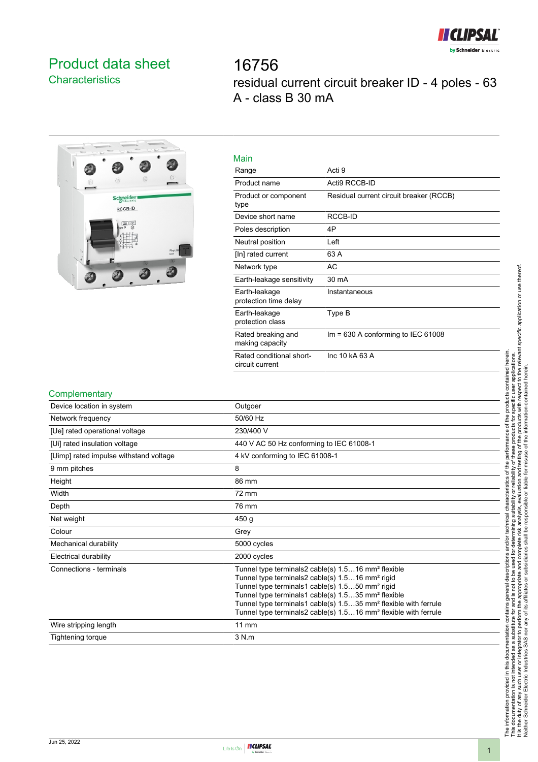# Product data sheet

## Characteristics

# 16756

residual current circuit breaker ID - 4 poles - 63 A - class B 30 mA

### Main

| | |
|---|---|
| Range | Acti 9 |
| Product name | Acti9 RCCB-ID |
| Product or component type | Residual current circuit breaker (RCCB) |
| Device short name | RCCB-ID |
| Poles description | 4P |
| Neutral position | Left |
| [In] rated current | 63 A |
| Network type | AC |
| Earth-leakage sensitivity | 30 mA |
| Earth-leakage protection time delay | Instantaneous |
| Earth-leakage protection class | Type B |
| Rated breaking and making capacity | Im = 630 A conforming to IEC 61008 |
| Rated conditional short-circuit current | Inc 10 kA 63 A |

### Complementary

| | |
|---|---|
| Device location in system | Outgoer |
| Network frequency | 50/60 Hz |
| [Ue] rated operational voltage | 230/400 V |
| [Ui] rated insulation voltage | 440 V AC 50 Hz conforming to IEC 61008-1 |
| [Uimp] rated impulse withstand voltage | 4 kV conforming to IEC 61008-1 |
| 9 mm pitches | 8 |
| Height | 86 mm |
| Width | 72 mm |
| Depth | 76 mm |
| Net weight | 450 g |
| Colour | Grey |
| Mechanical durability | 5000 cycles |
| Electrical durability | 2000 cycles |
| Connections - terminals | Tunnel type terminals2 cable(s) 1.5…16 mm² flexible<br>Tunnel type terminals2 cable(s) 1.5…16 mm² rigid<br>Tunnel type terminals1 cable(s) 1.5…50 mm² rigid<br>Tunnel type terminals1 cable(s) 1.5…35 mm² flexible<br>Tunnel type terminals1 cable(s) 1.5…35 mm² flexible with ferrule<br>Tunnel type terminals2 cable(s) 1.5…16 mm² flexible with ferrule |
| Wire stripping length | 11 mm |
| Tightening torque | 3 N.m |

Jun 25, 2022

The information provided in this documentation contains general descriptions and/or technical characteristics of the performance of the products contained herein. This documentation is not intended as a substitute for and is not to be used for determining suitability or reliability of these products for specific user applications. It is the duty of any such user or integrator to perform the appropriate and complete risk analysis, evaluation and testing of the products with respect to the relevant specific application or use thereof. Neither Schneider Electric Industries SAS nor any of its affiliates or subsidiaries shall be responsible or liable for misuse of the information contained herein.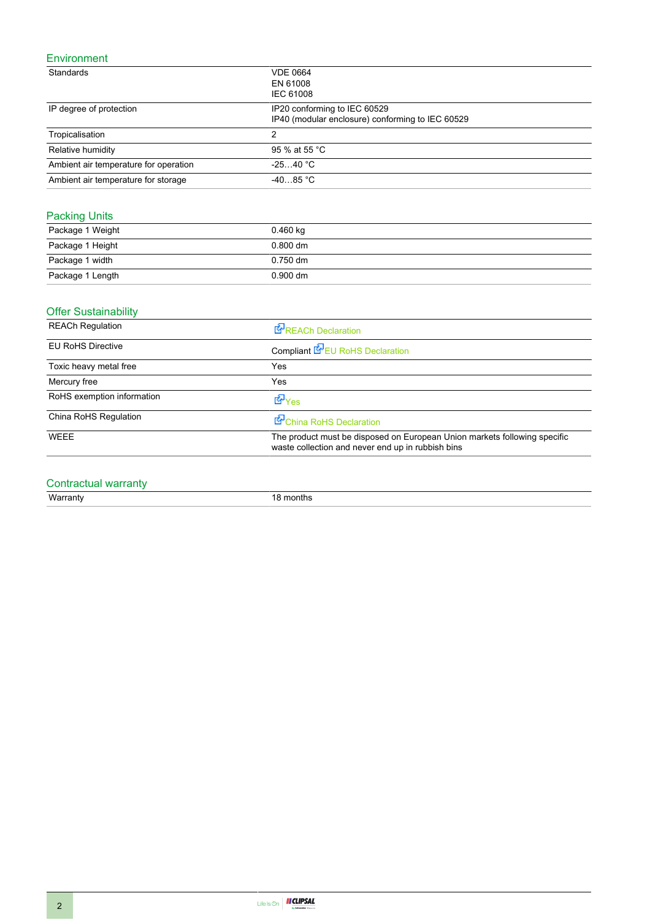## Environment

| | |
|---|---|
| Standards | VDE 0664<br>EN 61008<br>IEC 61008 |
| IP degree of protection | IP20 conforming to IEC 60529<br>IP40 (modular enclosure) conforming to IEC 60529 |
| Tropicalisation | 2 |
| Relative humidity | 95 % at 55 °C |
| Ambient air temperature for operation | -25…40 °C |
| Ambient air temperature for storage | -40…85 °C |

## Packing Units

| | |
|---|---|
| Package 1 Weight | 0.460 kg |
| Package 1 Height | 0.800 dm |
| Package 1 width | 0.750 dm |
| Package 1 Length | 0.900 dm |

## Offer Sustainability

| | |
|---|---|
| REACh Regulation | REACh Declaration |
| EU RoHS Directive | Compliant EU RoHS Declaration |
| Toxic heavy metal free | Yes |
| Mercury free | Yes |
| RoHS exemption information | Yes |
| China RoHS Regulation | China RoHS Declaration |
| WEEE | The product must be disposed on European Union markets following specific waste collection and never end up in rubbish bins |

## Contractual warranty

| | |
|---|---|
| Warranty | 18 months |